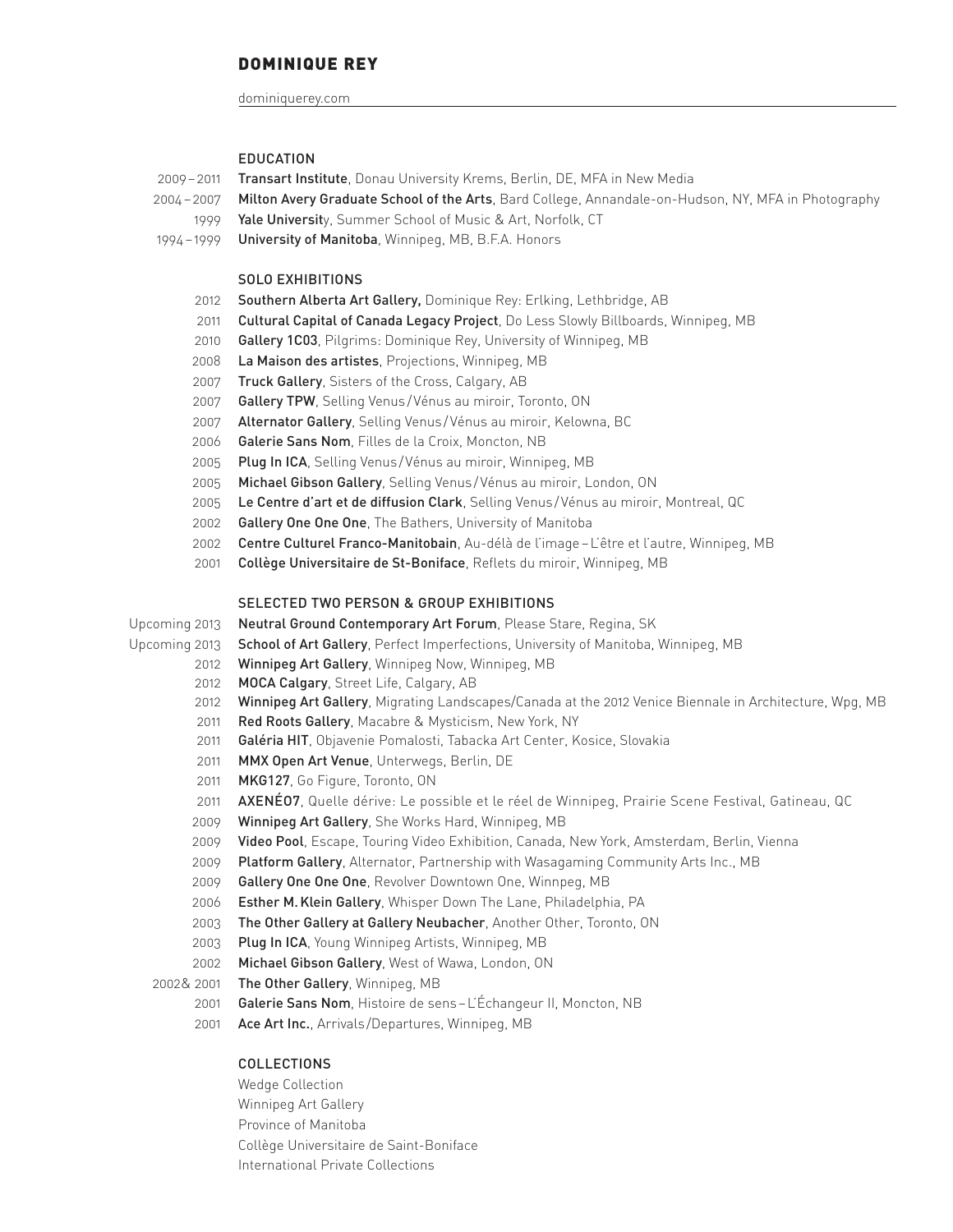# DOMINIQUE REY

dominiquerey.com

## EDUCATION

2009 – 2011 **Transart Institute**, Donau University Krems, Berlin, DE, MFA in New Media
2004 – 2007 **Milton Avery Graduate School of the Arts**, Bard College, Annandale-on-Hudson, NY, MFA in Photography
1999 **Yale Universit**y, Summer School of Music & Art, Norfolk, CT
1994 – 1999 **University of Manitoba**, Winnipeg, MB, B.F.A. Honors

## SOLO EXHIBITIONS

2012 **Southern Alberta Art Gallery,** Dominique Rey: Erlking, Lethbridge, AB
2011 **Cultural Capital of Canada Legacy Project**, Do Less Slowly Billboards, Winnipeg, MB
2010 **Gallery 1C03**, Pilgrims: Dominique Rey, University of Winnipeg, MB
2008 **La Maison des artistes**, Projections, Winnipeg, MB
2007 **Truck Gallery**, Sisters of the Cross, Calgary, AB
2007 **Gallery TPW**, Selling Venus/Vénus au miroir, Toronto, ON
2007 **Alternator Gallery**, Selling Venus/Vénus au miroir, Kelowna, BC
2006 **Galerie Sans Nom**, Filles de la Croix, Moncton, NB
2005 **Plug In ICA**, Selling Venus/Vénus au miroir, Winnipeg, MB
2005 **Michael Gibson Gallery**, Selling Venus/Vénus au miroir, London, ON
2005 **Le Centre d'art et de diffusion Clark**, Selling Venus/Vénus au miroir, Montreal, QC
2002 **Gallery One One One**, The Bathers, University of Manitoba
2002 **Centre Culturel Franco-Manitobain**, Au-délà de l'image – L'être et l'autre, Winnipeg, MB
2001 **Collège Universitaire de St-Boniface**, Reflets du miroir, Winnipeg, MB

## SELECTED TWO PERSON & GROUP EXHIBITIONS

Upcoming 2013 **Neutral Ground Contemporary Art Forum**, Please Stare, Regina, SK
Upcoming 2013 **School of Art Gallery**, Perfect Imperfections, University of Manitoba, Winnipeg, MB
2012 **Winnipeg Art Gallery**, Winnipeg Now, Winnipeg, MB
2012 **MOCA Calgary**, Street Life, Calgary, AB
2012 **Winnipeg Art Gallery**, Migrating Landscapes/Canada at the 2012 Venice Biennale in Architecture, Wpg, MB
2011 **Red Roots Gallery**, Macabre & Mysticism, New York, NY
2011 **Galéria HIT**, Objavenie Pomalosti, Tabacka Art Center, Kosice, Slovakia
2011 **MMX Open Art Venue**, Unterwegs, Berlin, DE
2011 **MKG127**, Go Figure, Toronto, ON
2011 **AXENÉO7**, Quelle dérive: Le possible et le réel de Winnipeg, Prairie Scene Festival, Gatineau, QC
2009 **Winnipeg Art Gallery**, She Works Hard, Winnipeg, MB
2009 **Video Pool**, Escape, Touring Video Exhibition, Canada, New York, Amsterdam, Berlin, Vienna
2009 **Platform Gallery**, Alternator, Partnership with Wasagaming Community Arts Inc., MB
2009 **Gallery One One One**, Revolver Downtown One, Winnpeg, MB
2006 **Esther M. Klein Gallery**, Whisper Down The Lane, Philadelphia, PA
2003 **The Other Gallery at Gallery Neubacher**, Another Other, Toronto, ON
2003 **Plug In ICA**, Young Winnipeg Artists, Winnipeg, MB
2002 **Michael Gibson Gallery**, West of Wawa, London, ON
2002& 2001 **The Other Gallery**, Winnipeg, MB
2001 **Galerie Sans Nom**, Histoire de sens – L'Échangeur II, Moncton, NB
2001 **Ace Art Inc.**, Arrivals/Departures, Winnipeg, MB

## COLLECTIONS

Wedge Collection
Winnipeg Art Gallery
Province of Manitoba
Collège Universitaire de Saint-Boniface
International Private Collections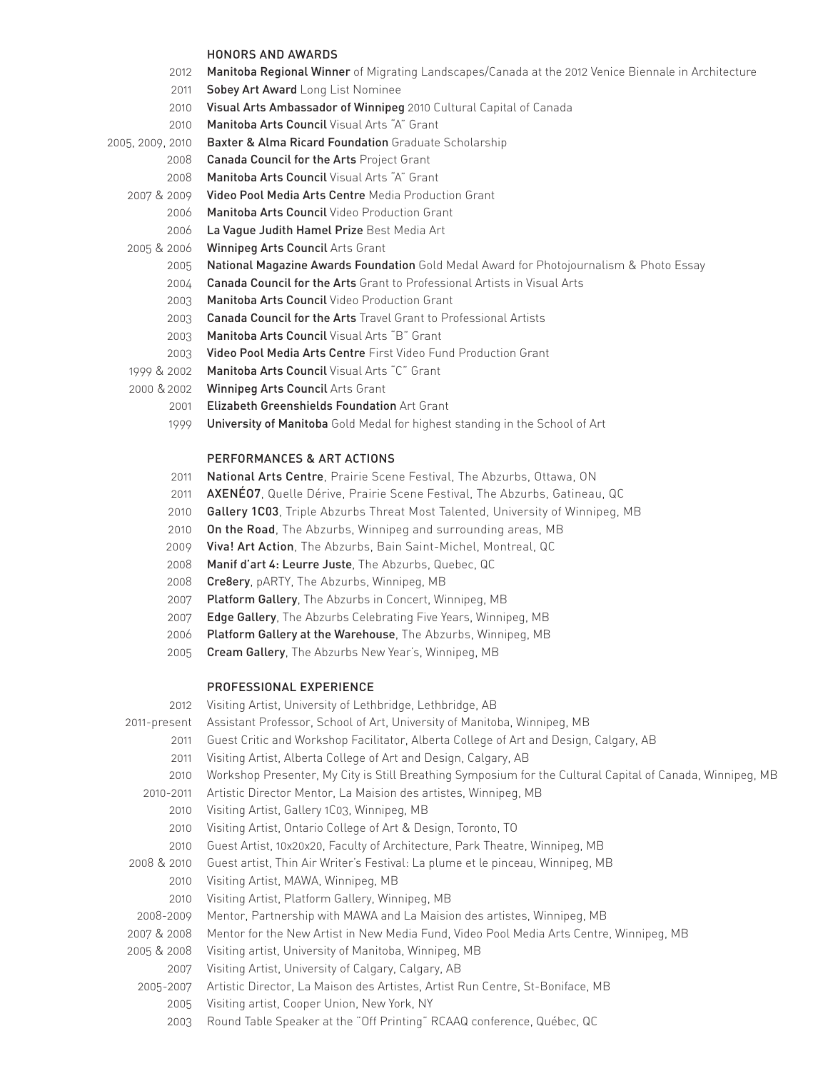## HONORS AND AWARDS

2012 **Manitoba Regional Winner** of Migrating Landscapes/Canada at the 2012 Venice Biennale in Architecture
2011 **Sobey Art Award** Long List Nominee
2010 **Visual Arts Ambassador of Winnipeg** 2010 Cultural Capital of Canada
2010 **Manitoba Arts Council** Visual Arts "A" Grant
2005, 2009, 2010 **Baxter & Alma Ricard Foundation** Graduate Scholarship
2008 **Canada Council for the Arts** Project Grant
2008 **Manitoba Arts Council** Visual Arts "A" Grant
2007 & 2009 **Video Pool Media Arts Centre** Media Production Grant
2006 **Manitoba Arts Council** Video Production Grant
2006 **La Vague Judith Hamel Prize** Best Media Art
2005 & 2006 **Winnipeg Arts Council** Arts Grant
2005 **National Magazine Awards Foundation** Gold Medal Award for Photojournalism & Photo Essay
2004 **Canada Council for the Arts** Grant to Professional Artists in Visual Arts
2003 **Manitoba Arts Council** Video Production Grant
2003 **Canada Council for the Arts** Travel Grant to Professional Artists
2003 **Manitoba Arts Council** Visual Arts "B" Grant
2003 **Video Pool Media Arts Centre** First Video Fund Production Grant
1999 & 2002 **Manitoba Arts Council** Visual Arts "C" Grant
2000 & 2002 **Winnipeg Arts Council** Arts Grant
2001 **Elizabeth Greenshields Foundation** Art Grant
1999 **University of Manitoba** Gold Medal for highest standing in the School of Art

## PERFORMANCES & ART ACTIONS

2011 **National Arts Centre**, Prairie Scene Festival, The Abzurbs, Ottawa, ON
2011 **AXENÉO7**, Quelle Dérive, Prairie Scene Festival, The Abzurbs, Gatineau, QC
2010 **Gallery 1C03**, Triple Abzurbs Threat Most Talented, University of Winnipeg, MB
2010 **On the Road**, The Abzurbs, Winnipeg and surrounding areas, MB
2009 **Viva! Art Action**, The Abzurbs, Bain Saint-Michel, Montreal, QC
2008 **Manif d'art 4: Leurre Juste**, The Abzurbs, Quebec, QC
2008 **Cre8ery**, pARTY, The Abzurbs, Winnipeg, MB
2007 **Platform Gallery**, The Abzurbs in Concert, Winnipeg, MB
2007 **Edge Gallery**, The Abzurbs Celebrating Five Years, Winnipeg, MB
2006 **Platform Gallery at the Warehouse**, The Abzurbs, Winnipeg, MB
2005 **Cream Gallery**, The Abzurbs New Year's, Winnipeg, MB

## PROFESSIONAL EXPERIENCE

2012 Visiting Artist, University of Lethbridge, Lethbridge, AB
2011-present Assistant Professor, School of Art, University of Manitoba, Winnipeg, MB
2011 Guest Critic and Workshop Facilitator, Alberta College of Art and Design, Calgary, AB
2011 Visiting Artist, Alberta College of Art and Design, Calgary, AB
2010 Workshop Presenter, My City is Still Breathing Symposium for the Cultural Capital of Canada, Winnipeg, MB
2010-2011 Artistic Director Mentor, La Maision des artistes, Winnipeg, MB
2010 Visiting Artist, Gallery 1C03, Winnipeg, MB
2010 Visiting Artist, Ontario College of Art & Design, Toronto, TO
2010 Guest Artist, 10x20x20, Faculty of Architecture, Park Theatre, Winnipeg, MB
2008 & 2010 Guest artist, Thin Air Writer's Festival: La plume et le pinceau, Winnipeg, MB
2010 Visiting Artist, MAWA, Winnipeg, MB
2010 Visiting Artist, Platform Gallery, Winnipeg, MB
2008-2009 Mentor, Partnership with MAWA and La Maision des artistes, Winnipeg, MB
2007 & 2008 Mentor for the New Artist in New Media Fund, Video Pool Media Arts Centre, Winnipeg, MB
2005 & 2008 Visiting artist, University of Manitoba, Winnipeg, MB
2007 Visiting Artist, University of Calgary, Calgary, AB
2005-2007 Artistic Director, La Maison des Artistes, Artist Run Centre, St-Boniface, MB
2005 Visiting artist, Cooper Union, New York, NY
2003 Round Table Speaker at the "Off Printing" RCAAQ conference, Québec, QC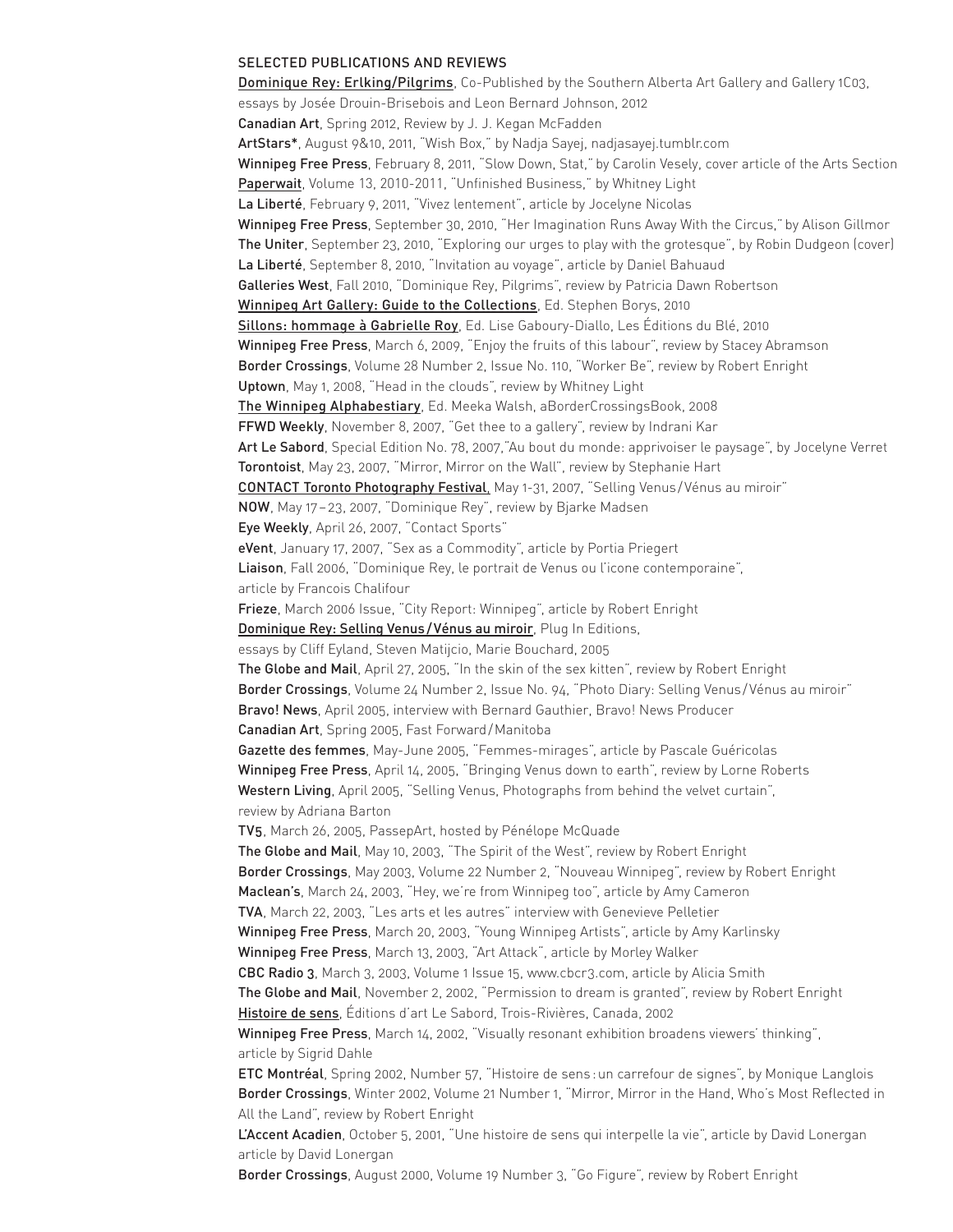## SELECTED PUBLICATIONS AND REVIEWS

<u>Dominique Rey: Erlking/Pilgrims</u>, Co-Published by the Southern Alberta Art Gallery and Gallery 1C03, essays by Josée Drouin-Brisebois and Leon Bernard Johnson, 2012

**Canadian Art**, Spring 2012, Review by J. J. Kegan McFadden

**ArtStars***, August 9&10, 2011, "Wish Box," by Nadja Sayej, nadjasayej.tumblr.com

**Winnipeg Free Press**, February 8, 2011, "Slow Down, Stat," by Carolin Vesely, cover article of the Arts Section

<u>Paperwait</u>, Volume 13, 2010-2011, "Unfinished Business," by Whitney Light

**La Liberté**, February 9, 2011, "Vivez lentement", article by Jocelyne Nicolas

**Winnipeg Free Press**, September 30, 2010, "Her Imagination Runs Away With the Circus," by Alison Gillmor

**The Uniter**, September 23, 2010, "Exploring our urges to play with the grotesque", by Robin Dudgeon (cover)

**La Liberté**, September 8, 2010, "Invitation au voyage", article by Daniel Bahuaud

**Galleries West**, Fall 2010, "Dominique Rey, Pilgrims", review by Patricia Dawn Robertson

<u>Winnipeg Art Gallery: Guide to the Collections</u>, Ed. Stephen Borys, 2010

<u>Sillons: hommage à Gabrielle Roy</u>, Ed. Lise Gaboury-Diallo, Les Éditions du Blé, 2010

**Winnipeg Free Press**, March 6, 2009, "Enjoy the fruits of this labour", review by Stacey Abramson

**Border Crossings**, Volume 28 Number 2, Issue No. 110, "Worker Be", review by Robert Enright

**Uptown**, May 1, 2008, "Head in the clouds", review by Whitney Light

<u>The Winnipeg Alphabestiary</u>, Ed. Meeka Walsh, aBorderCrossingsBook, 2008

**FFWD Weekly**, November 8, 2007, "Get thee to a gallery", review by Indrani Kar

**Art Le Sabord**, Special Edition No. 78, 2007,"Au bout du monde: apprivoiser le paysage", by Jocelyne Verret

**Torontoist**, May 23, 2007, "Mirror, Mirror on the Wall", review by Stephanie Hart

<u>CONTACT Toronto Photography Festival,</u> May 1-31, 2007, "Selling Venus/Vénus au miroir"

**NOW**, May 17 – 23, 2007, "Dominique Rey", review by Bjarke Madsen

**Eye Weekly**, April 26, 2007, "Contact Sports"

**eVent**, January 17, 2007, "Sex as a Commodity", article by Portia Priegert

**Liaison**, Fall 2006, "Dominique Rey, le portrait de Venus ou l'icone contemporaine", article by Francois Chalifour

**Frieze**, March 2006 Issue, "City Report: Winnipeg", article by Robert Enright

<u>Dominique Rey: Selling Venus/Vénus au miroir</u>, Plug In Editions, essays by Cliff Eyland, Steven Matijcio, Marie Bouchard, 2005

**The Globe and Mail**, April 27, 2005, "In the skin of the sex kitten", review by Robert Enright

**Border Crossings**, Volume 24 Number 2, Issue No. 94, "Photo Diary: Selling Venus/Vénus au miroir"

**Bravo! News**, April 2005, interview with Bernard Gauthier, Bravo! News Producer

**Canadian Art**, Spring 2005, Fast Forward/Manitoba

**Gazette des femmes**, May-June 2005, "Femmes-mirages", article by Pascale Guéricolas

**Winnipeg Free Press**, April 14, 2005, "Bringing Venus down to earth", review by Lorne Roberts

**Western Living**, April 2005, "Selling Venus, Photographs from behind the velvet curtain", review by Adriana Barton

**TV5**, March 26, 2005, PassepArt, hosted by Pénélope McQuade

**The Globe and Mail**, May 10, 2003, "The Spirit of the West", review by Robert Enright

**Border Crossings**, May 2003, Volume 22 Number 2, "Nouveau Winnipeg", review by Robert Enright

**Maclean's**, March 24, 2003, "Hey, we're from Winnipeg too", article by Amy Cameron

**TVA**, March 22, 2003, "Les arts et les autres" interview with Genevieve Pelletier

**Winnipeg Free Press**, March 20, 2003, "Young Winnipeg Artists", article by Amy Karlinsky

**Winnipeg Free Press**, March 13, 2003, "Art Attack", article by Morley Walker

**CBC Radio 3**, March 3, 2003, Volume 1 Issue 15, www.cbcr3.com, article by Alicia Smith

**The Globe and Mail**, November 2, 2002, "Permission to dream is granted", review by Robert Enright

<u>Histoire de sens</u>, Éditions d'art Le Sabord, Trois-Rivières, Canada, 2002

**Winnipeg Free Press**, March 14, 2002, "Visually resonant exhibition broadens viewers' thinking", article by Sigrid Dahle

**ETC Montréal**, Spring 2002, Number 57, "Histoire de sens : un carrefour de signes", by Monique Langlois

**Border Crossings**, Winter 2002, Volume 21 Number 1, "Mirror, Mirror in the Hand, Who's Most Reflected in All the Land", review by Robert Enright

**L'Accent Acadien**, October 5, 2001, "Une histoire de sens qui interpelle la vie", article by David Lonergan article by David Lonergan

**Border Crossings**, August 2000, Volume 19 Number 3, "Go Figure", review by Robert Enright